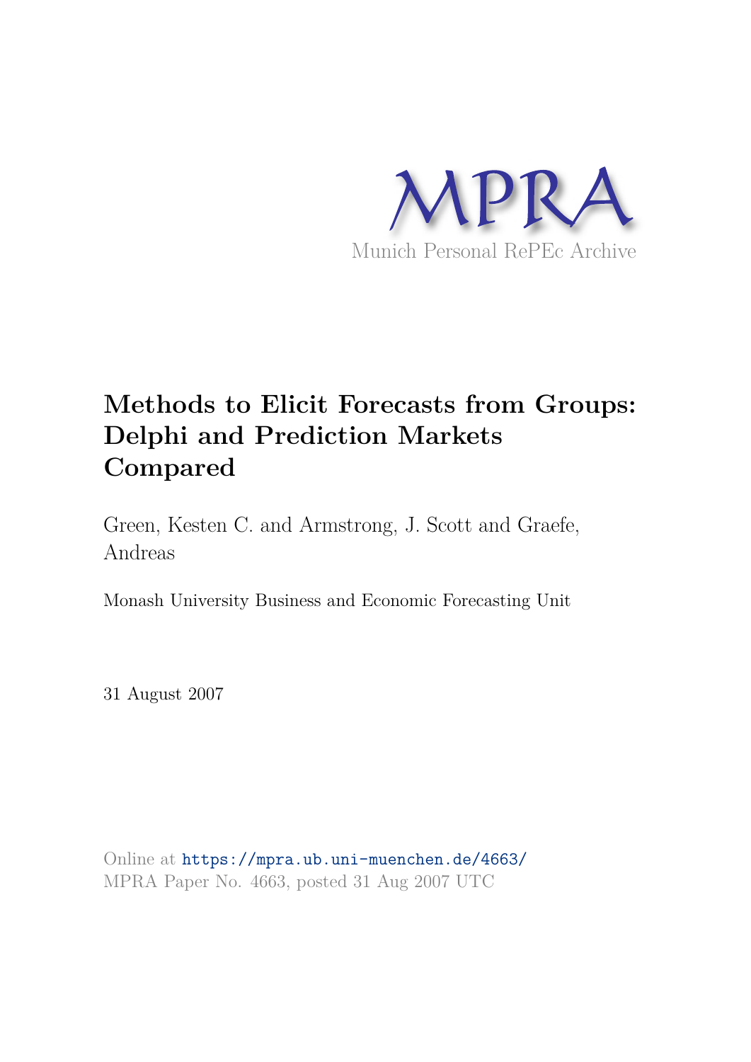MPRA

Munich Personal RePEc Archive

# Methods to Elicit Forecasts from Groups: Delphi and Prediction Markets Compared

Green, Kesten C. and Armstrong, J. Scott and Graefe, Andreas

Monash University Business and Economic Forecasting Unit

31 August 2007

Online at https://mpra.ub.uni-muenchen.de/4663/
MPRA Paper No. 4663, posted 31 Aug 2007 UTC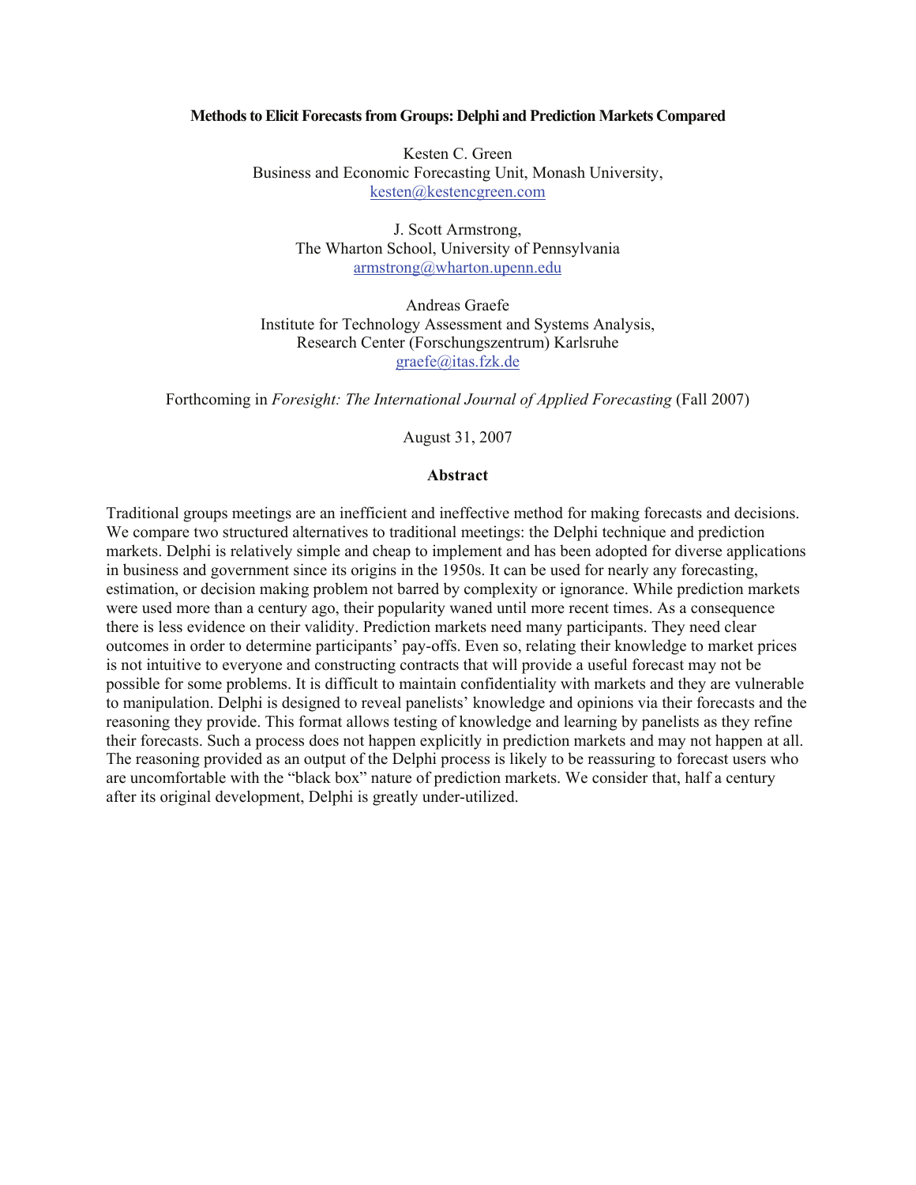**Methods to Elicit Forecasts from Groups: Delphi and Prediction Markets Compared**

Kesten C. Green
Business and Economic Forecasting Unit, Monash University,
kesten@kestencgreen.com

J. Scott Armstrong,
The Wharton School, University of Pennsylvania
armstrong@wharton.upenn.edu

Andreas Graefe
Institute for Technology Assessment and Systems Analysis,
Research Center (Forschungszentrum) Karlsruhe
graefe@itas.fzk.de

Forthcoming in *Foresight: The International Journal of Applied Forecasting* (Fall 2007)

August 31, 2007

**Abstract**

Traditional groups meetings are an inefficient and ineffective method for making forecasts and decisions. We compare two structured alternatives to traditional meetings: the Delphi technique and prediction markets. Delphi is relatively simple and cheap to implement and has been adopted for diverse applications in business and government since its origins in the 1950s. It can be used for nearly any forecasting, estimation, or decision making problem not barred by complexity or ignorance. While prediction markets were used more than a century ago, their popularity waned until more recent times. As a consequence there is less evidence on their validity. Prediction markets need many participants. They need clear outcomes in order to determine participants' pay-offs. Even so, relating their knowledge to market prices is not intuitive to everyone and constructing contracts that will provide a useful forecast may not be possible for some problems. It is difficult to maintain confidentiality with markets and they are vulnerable to manipulation. Delphi is designed to reveal panelists' knowledge and opinions via their forecasts and the reasoning they provide. This format allows testing of knowledge and learning by panelists as they refine their forecasts. Such a process does not happen explicitly in prediction markets and may not happen at all. The reasoning provided as an output of the Delphi process is likely to be reassuring to forecast users who are uncomfortable with the "black box" nature of prediction markets. We consider that, half a century after its original development, Delphi is greatly under-utilized.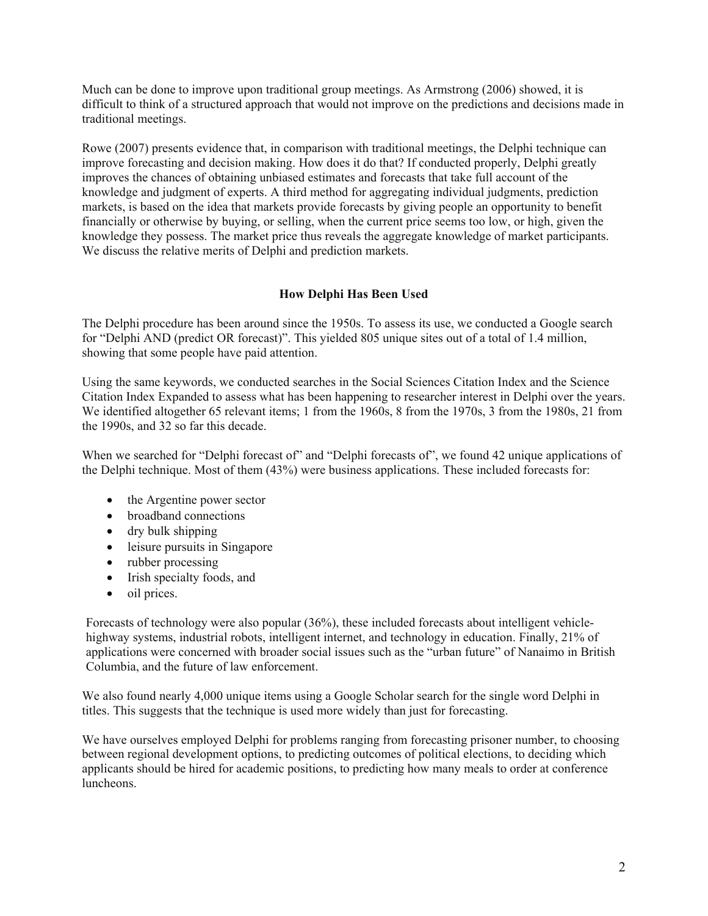Much can be done to improve upon traditional group meetings. As Armstrong (2006) showed, it is difficult to think of a structured approach that would not improve on the predictions and decisions made in traditional meetings.

Rowe (2007) presents evidence that, in comparison with traditional meetings, the Delphi technique can improve forecasting and decision making. How does it do that? If conducted properly, Delphi greatly improves the chances of obtaining unbiased estimates and forecasts that take full account of the knowledge and judgment of experts. A third method for aggregating individual judgments, prediction markets, is based on the idea that markets provide forecasts by giving people an opportunity to benefit financially or otherwise by buying, or selling, when the current price seems too low, or high, given the knowledge they possess. The market price thus reveals the aggregate knowledge of market participants. We discuss the relative merits of Delphi and prediction markets.

## How Delphi Has Been Used

The Delphi procedure has been around since the 1950s. To assess its use, we conducted a Google search for "Delphi AND (predict OR forecast)". This yielded 805 unique sites out of a total of 1.4 million, showing that some people have paid attention.

Using the same keywords, we conducted searches in the Social Sciences Citation Index and the Science Citation Index Expanded to assess what has been happening to researcher interest in Delphi over the years. We identified altogether 65 relevant items; 1 from the 1960s, 8 from the 1970s, 3 from the 1980s, 21 from the 1990s, and 32 so far this decade.

When we searched for "Delphi forecast of" and "Delphi forecasts of", we found 42 unique applications of the Delphi technique. Most of them (43%) were business applications. These included forecasts for:

- the Argentine power sector
- broadband connections
- dry bulk shipping
- leisure pursuits in Singapore
- rubber processing
- Irish specialty foods, and
- oil prices.

Forecasts of technology were also popular (36%), these included forecasts about intelligent vehicle-highway systems, industrial robots, intelligent internet, and technology in education. Finally, 21% of applications were concerned with broader social issues such as the "urban future" of Nanaimo in British Columbia, and the future of law enforcement.

We also found nearly 4,000 unique items using a Google Scholar search for the single word Delphi in titles. This suggests that the technique is used more widely than just for forecasting.

We have ourselves employed Delphi for problems ranging from forecasting prisoner number, to choosing between regional development options, to predicting outcomes of political elections, to deciding which applicants should be hired for academic positions, to predicting how many meals to order at conference luncheons.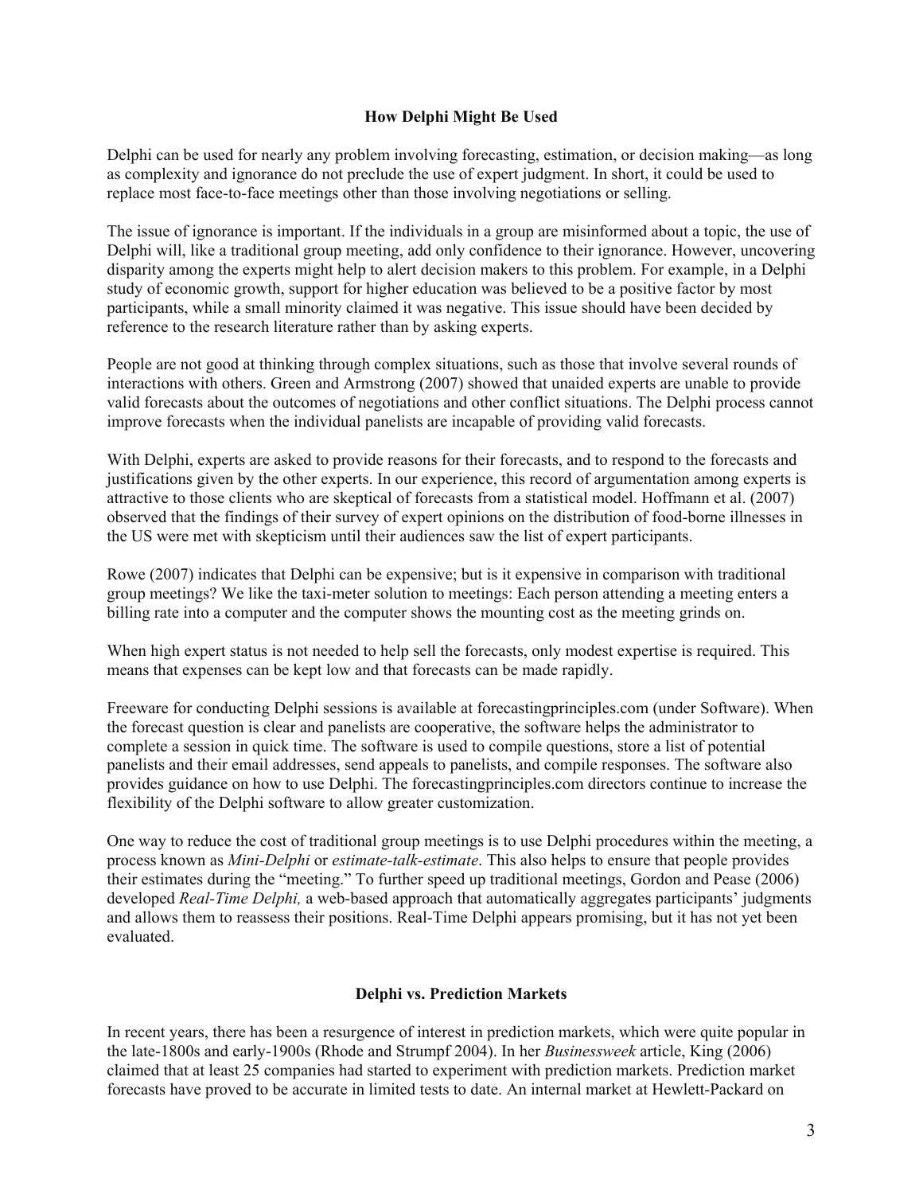## How Delphi Might Be Used

Delphi can be used for nearly any problem involving forecasting, estimation, or decision making—as long as complexity and ignorance do not preclude the use of expert judgment. In short, it could be used to replace most face-to-face meetings other than those involving negotiations or selling.

The issue of ignorance is important. If the individuals in a group are misinformed about a topic, the use of Delphi will, like a traditional group meeting, add only confidence to their ignorance. However, uncovering disparity among the experts might help to alert decision makers to this problem. For example, in a Delphi study of economic growth, support for higher education was believed to be a positive factor by most participants, while a small minority claimed it was negative. This issue should have been decided by reference to the research literature rather than by asking experts.

People are not good at thinking through complex situations, such as those that involve several rounds of interactions with others. Green and Armstrong (2007) showed that unaided experts are unable to provide valid forecasts about the outcomes of negotiations and other conflict situations. The Delphi process cannot improve forecasts when the individual panelists are incapable of providing valid forecasts.

With Delphi, experts are asked to provide reasons for their forecasts, and to respond to the forecasts and justifications given by the other experts. In our experience, this record of argumentation among experts is attractive to those clients who are skeptical of forecasts from a statistical model. Hoffmann et al. (2007) observed that the findings of their survey of expert opinions on the distribution of food-borne illnesses in the US were met with skepticism until their audiences saw the list of expert participants.

Rowe (2007) indicates that Delphi can be expensive; but is it expensive in comparison with traditional group meetings? We like the taxi-meter solution to meetings: Each person attending a meeting enters a billing rate into a computer and the computer shows the mounting cost as the meeting grinds on.

When high expert status is not needed to help sell the forecasts, only modest expertise is required. This means that expenses can be kept low and that forecasts can be made rapidly.

Freeware for conducting Delphi sessions is available at forecastingprinciples.com (under Software). When the forecast question is clear and panelists are cooperative, the software helps the administrator to complete a session in quick time. The software is used to compile questions, store a list of potential panelists and their email addresses, send appeals to panelists, and compile responses. The software also provides guidance on how to use Delphi. The forecastingprinciples.com directors continue to increase the flexibility of the Delphi software to allow greater customization.

One way to reduce the cost of traditional group meetings is to use Delphi procedures within the meeting, a process known as *Mini-Delphi* or *estimate-talk-estimate*. This also helps to ensure that people provides their estimates during the "meeting." To further speed up traditional meetings, Gordon and Pease (2006) developed *Real-Time Delphi,* a web-based approach that automatically aggregates participants' judgments and allows them to reassess their positions. Real-Time Delphi appears promising, but it has not yet been evaluated.

## Delphi vs. Prediction Markets

In recent years, there has been a resurgence of interest in prediction markets, which were quite popular in the late-1800s and early-1900s (Rhode and Strumpf 2004). In her *Businessweek* article, King (2006) claimed that at least 25 companies had started to experiment with prediction markets. Prediction market forecasts have proved to be accurate in limited tests to date. An internal market at Hewlett-Packard on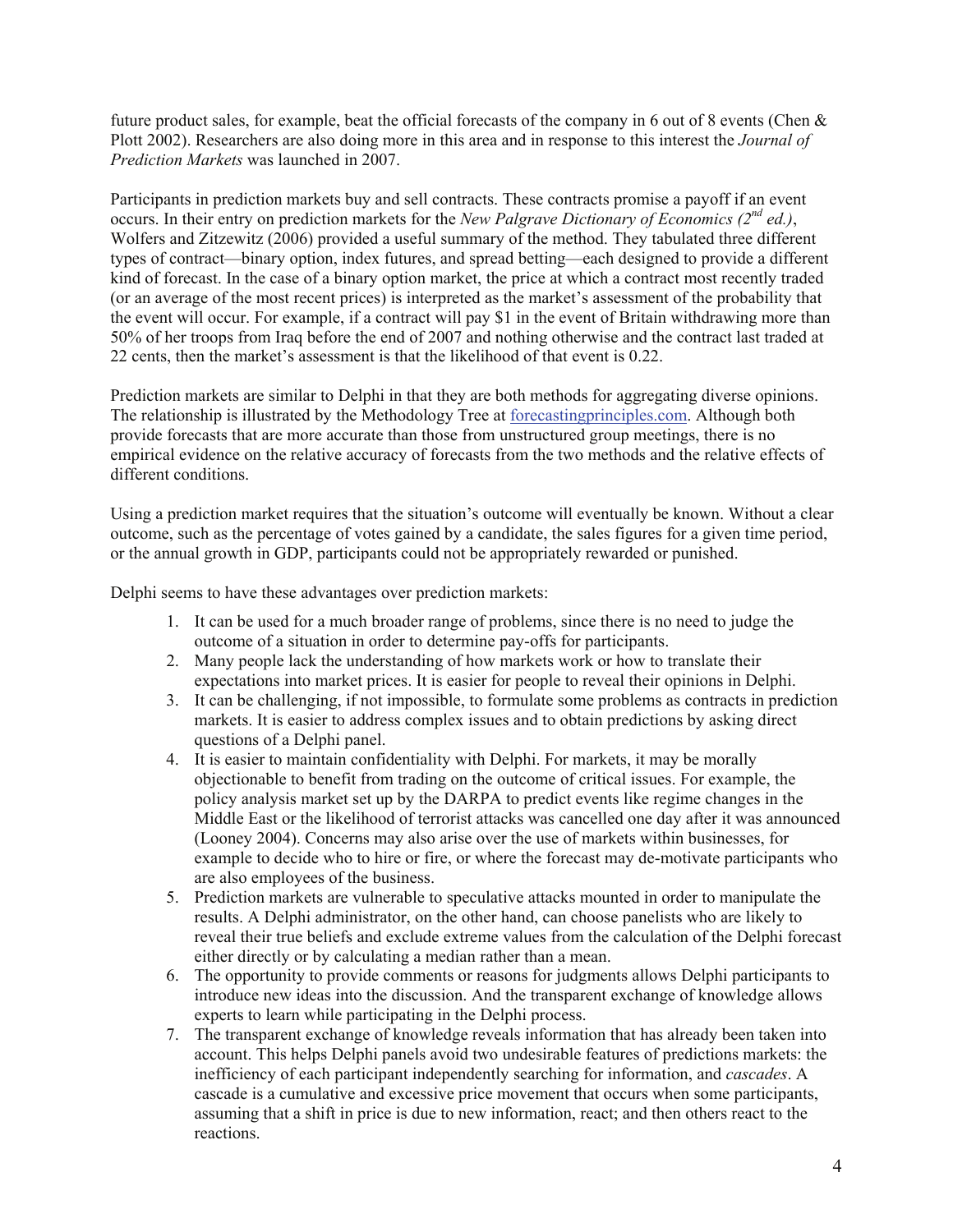future product sales, for example, beat the official forecasts of the company in 6 out of 8 events (Chen & Plott 2002). Researchers are also doing more in this area and in response to this interest the *Journal of Prediction Markets* was launched in 2007.

Participants in prediction markets buy and sell contracts. These contracts promise a payoff if an event occurs. In their entry on prediction markets for the *New Palgrave Dictionary of Economics (2nd ed.)*, Wolfers and Zitzewitz (2006) provided a useful summary of the method. They tabulated three different types of contract—binary option, index futures, and spread betting—each designed to provide a different kind of forecast. In the case of a binary option market, the price at which a contract most recently traded (or an average of the most recent prices) is interpreted as the market's assessment of the probability that the event will occur. For example, if a contract will pay $1 in the event of Britain withdrawing more than 50% of her troops from Iraq before the end of 2007 and nothing otherwise and the contract last traded at 22 cents, then the market's assessment is that the likelihood of that event is 0.22.

Prediction markets are similar to Delphi in that they are both methods for aggregating diverse opinions. The relationship is illustrated by the Methodology Tree at forecastingprinciples.com. Although both provide forecasts that are more accurate than those from unstructured group meetings, there is no empirical evidence on the relative accuracy of forecasts from the two methods and the relative effects of different conditions.

Using a prediction market requires that the situation's outcome will eventually be known. Without a clear outcome, such as the percentage of votes gained by a candidate, the sales figures for a given time period, or the annual growth in GDP, participants could not be appropriately rewarded or punished.

Delphi seems to have these advantages over prediction markets:

1. It can be used for a much broader range of problems, since there is no need to judge the outcome of a situation in order to determine pay-offs for participants.
2. Many people lack the understanding of how markets work or how to translate their expectations into market prices. It is easier for people to reveal their opinions in Delphi.
3. It can be challenging, if not impossible, to formulate some problems as contracts in prediction markets. It is easier to address complex issues and to obtain predictions by asking direct questions of a Delphi panel.
4. It is easier to maintain confidentiality with Delphi. For markets, it may be morally objectionable to benefit from trading on the outcome of critical issues. For example, the policy analysis market set up by the DARPA to predict events like regime changes in the Middle East or the likelihood of terrorist attacks was cancelled one day after it was announced (Looney 2004). Concerns may also arise over the use of markets within businesses, for example to decide who to hire or fire, or where the forecast may de-motivate participants who are also employees of the business.
5. Prediction markets are vulnerable to speculative attacks mounted in order to manipulate the results. A Delphi administrator, on the other hand, can choose panelists who are likely to reveal their true beliefs and exclude extreme values from the calculation of the Delphi forecast either directly or by calculating a median rather than a mean.
6. The opportunity to provide comments or reasons for judgments allows Delphi participants to introduce new ideas into the discussion. And the transparent exchange of knowledge allows experts to learn while participating in the Delphi process.
7. The transparent exchange of knowledge reveals information that has already been taken into account. This helps Delphi panels avoid two undesirable features of predictions markets: the inefficiency of each participant independently searching for information, and *cascades*. A cascade is a cumulative and excessive price movement that occurs when some participants, assuming that a shift in price is due to new information, react; and then others react to the reactions.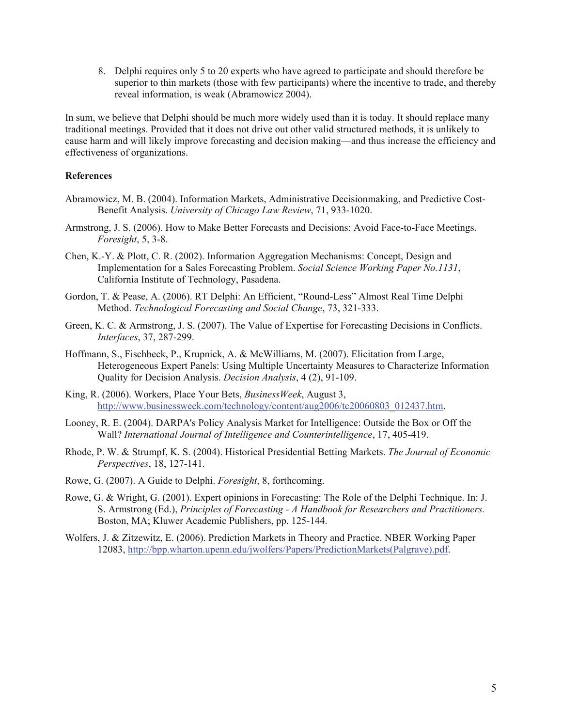8. Delphi requires only 5 to 20 experts who have agreed to participate and should therefore be superior to thin markets (those with few participants) where the incentive to trade, and thereby reveal information, is weak (Abramowicz 2004).

In sum, we believe that Delphi should be much more widely used than it is today. It should replace many traditional meetings. Provided that it does not drive out other valid structured methods, it is unlikely to cause harm and will likely improve forecasting and decision making—and thus increase the efficiency and effectiveness of organizations.

**References**

Abramowicz, M. B. (2004). Information Markets, Administrative Decisionmaking, and Predictive Cost-Benefit Analysis. *University of Chicago Law Review*, 71, 933-1020.

Armstrong, J. S. (2006). How to Make Better Forecasts and Decisions: Avoid Face-to-Face Meetings. *Foresight*, 5, 3-8.

Chen, K.-Y. & Plott, C. R. (2002). Information Aggregation Mechanisms: Concept, Design and Implementation for a Sales Forecasting Problem. *Social Science Working Paper No.1131*, California Institute of Technology, Pasadena.

Gordon, T. & Pease, A. (2006). RT Delphi: An Efficient, "Round-Less" Almost Real Time Delphi Method. *Technological Forecasting and Social Change*, 73, 321-333.

Green, K. C. & Armstrong, J. S. (2007). The Value of Expertise for Forecasting Decisions in Conflicts. *Interfaces*, 37, 287-299.

Hoffmann, S., Fischbeck, P., Krupnick, A. & McWilliams, M. (2007). Elicitation from Large, Heterogeneous Expert Panels: Using Multiple Uncertainty Measures to Characterize Information Quality for Decision Analysis. *Decision Analysis*, 4 (2), 91-109.

King, R. (2006). Workers, Place Your Bets, *BusinessWeek*, August 3, http://www.businessweek.com/technology/content/aug2006/tc20060803_012437.htm.

Looney, R. E. (2004). DARPA's Policy Analysis Market for Intelligence: Outside the Box or Off the Wall? *International Journal of Intelligence and Counterintelligence*, 17, 405-419.

Rhode, P. W. & Strumpf, K. S. (2004). Historical Presidential Betting Markets. *The Journal of Economic Perspectives*, 18, 127-141.

Rowe, G. (2007). A Guide to Delphi. *Foresight*, 8, forthcoming.

Rowe, G. & Wright, G. (2001). Expert opinions in Forecasting: The Role of the Delphi Technique. In: J. S. Armstrong (Ed.), *Principles of Forecasting - A Handbook for Researchers and Practitioners.* Boston, MA; Kluwer Academic Publishers, pp. 125-144.

Wolfers, J. & Zitzewitz, E. (2006). Prediction Markets in Theory and Practice. NBER Working Paper 12083, http://bpp.wharton.upenn.edu/jwolfers/Papers/PredictionMarkets(Palgrave).pdf.